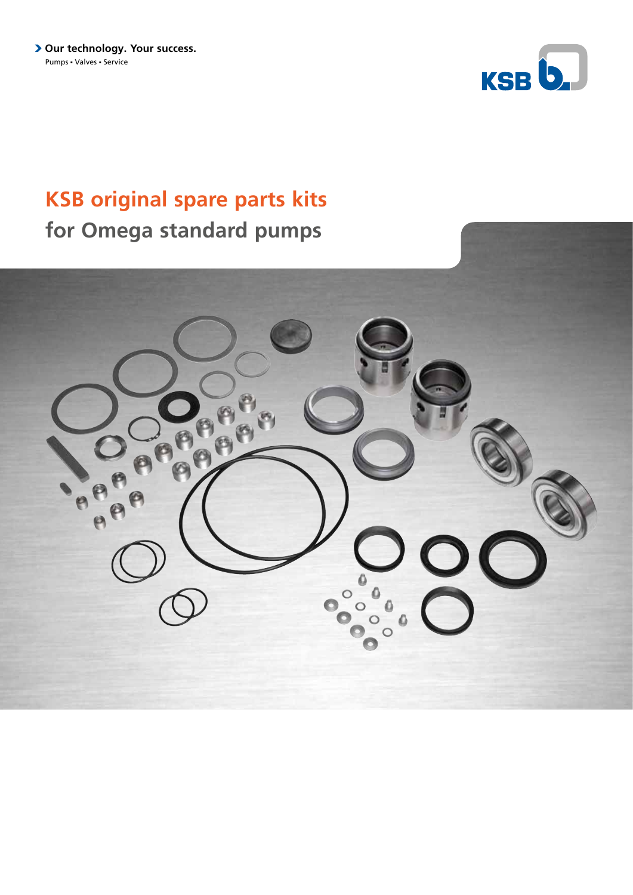Our technology. Your success.

Pumps • Valves • Service

# KSB original spare parts kits

## for Omega standard pumps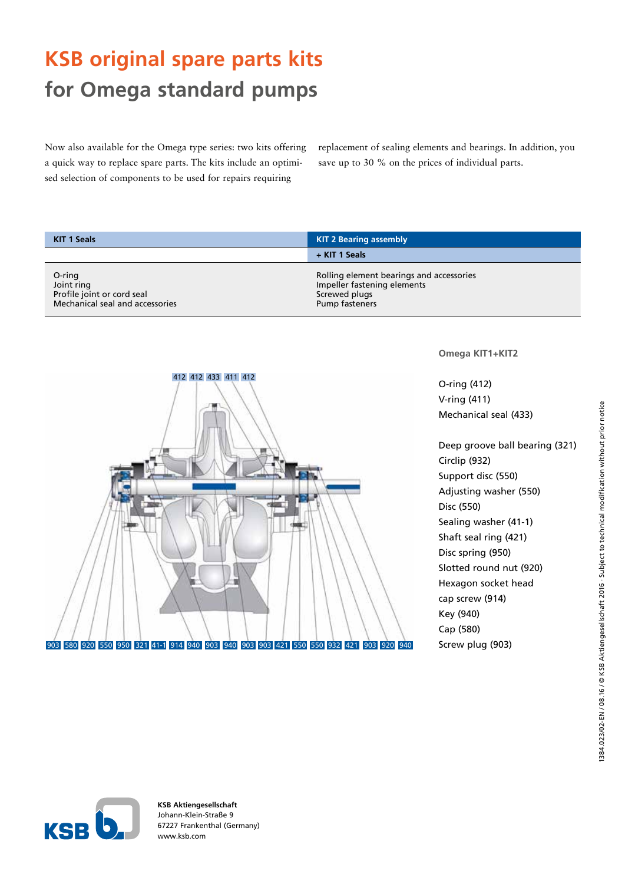# KSB original spare parts kits

## for Omega standard pumps

Now also available for the Omega type series: two kits offering a quick way to replace spare parts. The kits include an optimised selection of components to be used for repairs requiring replacement of sealing elements and bearings. In addition, you save up to 30 % on the prices of individual parts.

| KIT 1 Seals | KIT 2 Bearing assembly |
|---|---|
| | + KIT 1 Seals |
| O-ring<br>Joint ring<br>Profile joint or cord seal<br>Mechanical seal and accessories | Rolling element bearings and accessories<br>Impeller fastening elements<br>Screwed plugs<br>Pump fasteners |

412 412 433 411 412

903 580 920 550 950 321 41-1 914 940 903 940 903 903 421 550 550 932 421 903 920 940

**Omega KIT1+KIT2**

O-ring (412)
V-ring (411)
Mechanical seal (433)

Deep groove ball bearing (321)
Circlip (932)
Support disc (550)
Adjusting washer (550)
Disc (550)
Sealing washer (41-1)
Shaft seal ring (421)
Disc spring (950)
Slotted round nut (920)
Hexagon socket head cap screw (914)
Key (940)
Cap (580)
Screw plug (903)

1384.023/02-EN / 08.16 / © KSB Aktiengesellschaft 2016 · Subject to technical modification without prior notice

**KSB Aktiengesellschaft**
Johann-Klein-Straße 9
67227 Frankenthal (Germany)
www.ksb.com